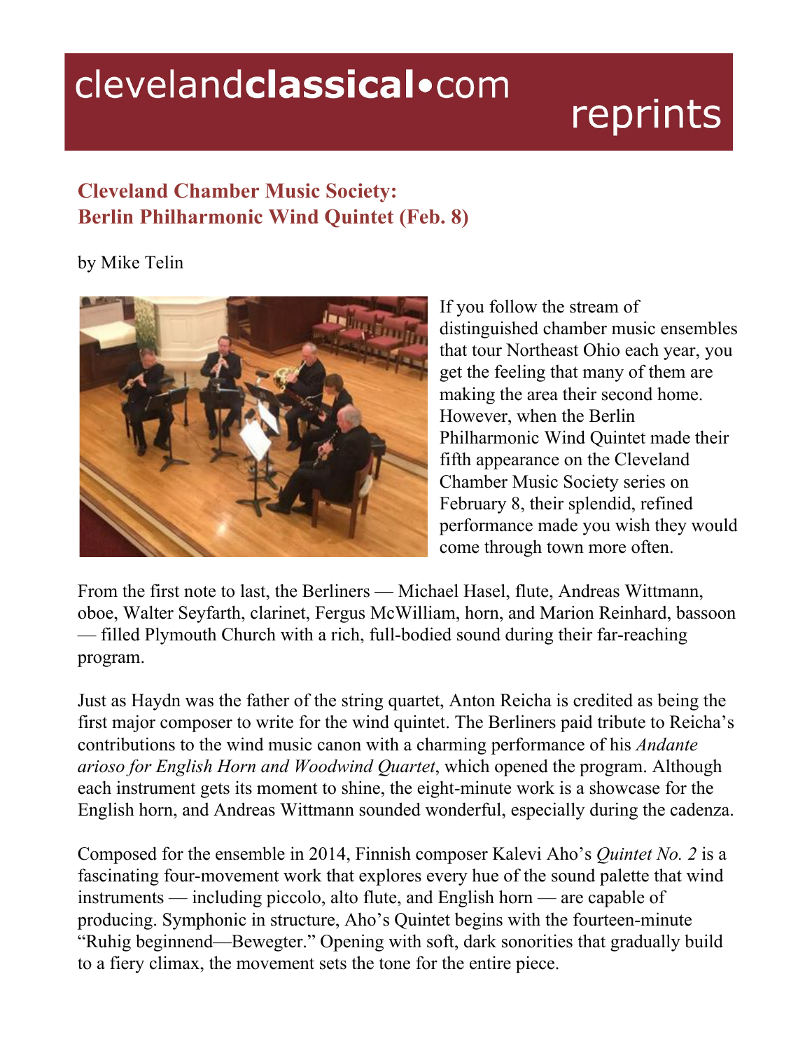clevelandclassical•com reprints

## Cleveland Chamber Music Society: Berlin Philharmonic Wind Quintet (Feb. 8)

by Mike Telin

If you follow the stream of distinguished chamber music ensembles that tour Northeast Ohio each year, you get the feeling that many of them are making the area their second home. However, when the Berlin Philharmonic Wind Quintet made their fifth appearance on the Cleveland Chamber Music Society series on February 8, their splendid, refined performance made you wish they would come through town more often.

From the first note to last, the Berliners — Michael Hasel, flute, Andreas Wittmann, oboe, Walter Seyfarth, clarinet, Fergus McWilliam, horn, and Marion Reinhard, bassoon — filled Plymouth Church with a rich, full-bodied sound during their far-reaching program.

Just as Haydn was the father of the string quartet, Anton Reicha is credited as being the first major composer to write for the wind quintet. The Berliners paid tribute to Reicha's contributions to the wind music canon with a charming performance of his *Andante arioso for English Horn and Woodwind Quartet*, which opened the program. Although each instrument gets its moment to shine, the eight-minute work is a showcase for the English horn, and Andreas Wittmann sounded wonderful, especially during the cadenza.

Composed for the ensemble in 2014, Finnish composer Kalevi Aho's *Quintet No. 2* is a fascinating four-movement work that explores every hue of the sound palette that wind instruments — including piccolo, alto flute, and English horn — are capable of producing. Symphonic in structure, Aho's Quintet begins with the fourteen-minute "Ruhig beginnend—Bewegter." Opening with soft, dark sonorities that gradually build to a fiery climax, the movement sets the tone for the entire piece.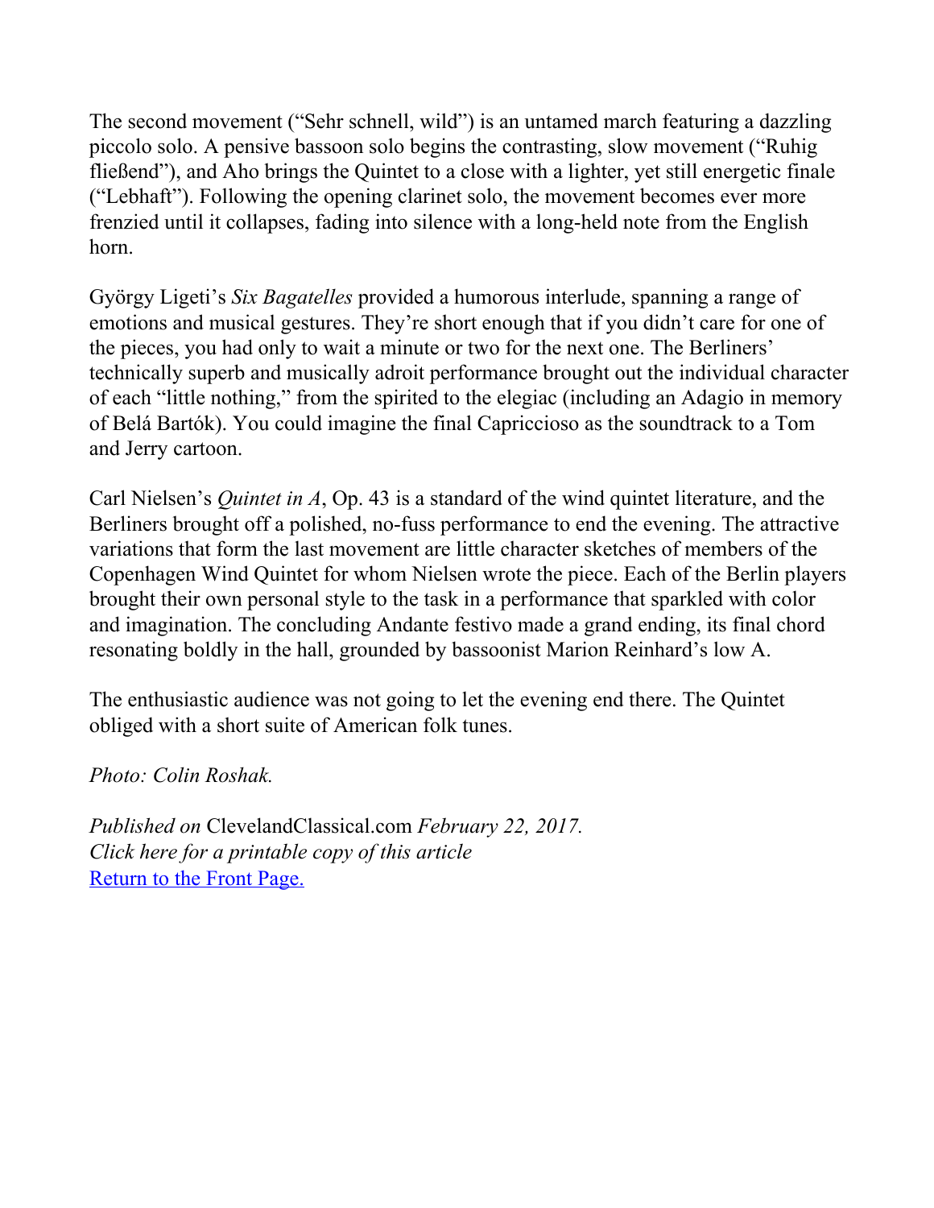The second movement ("Sehr schnell, wild") is an untamed march featuring a dazzling piccolo solo. A pensive bassoon solo begins the contrasting, slow movement ("Ruhig fließend"), and Aho brings the Quintet to a close with a lighter, yet still energetic finale ("Lebhaft"). Following the opening clarinet solo, the movement becomes ever more frenzied until it collapses, fading into silence with a long-held note from the English horn.

György Ligeti's *Six Bagatelles* provided a humorous interlude, spanning a range of emotions and musical gestures. They're short enough that if you didn't care for one of the pieces, you had only to wait a minute or two for the next one. The Berliners' technically superb and musically adroit performance brought out the individual character of each "little nothing," from the spirited to the elegiac (including an Adagio in memory of Belá Bartók). You could imagine the final Capriccioso as the soundtrack to a Tom and Jerry cartoon.

Carl Nielsen's *Quintet in A*, Op. 43 is a standard of the wind quintet literature, and the Berliners brought off a polished, no-fuss performance to end the evening. The attractive variations that form the last movement are little character sketches of members of the Copenhagen Wind Quintet for whom Nielsen wrote the piece. Each of the Berlin players brought their own personal style to the task in a performance that sparkled with color and imagination. The concluding Andante festivo made a grand ending, its final chord resonating boldly in the hall, grounded by bassoonist Marion Reinhard's low A.

The enthusiastic audience was not going to let the evening end there. The Quintet obliged with a short suite of American folk tunes.

*Photo: Colin Roshak.*

*Published on* ClevelandClassical.com *February 22, 2017.*
*Click here for a printable copy of this article*
[Return to the Front Page.]